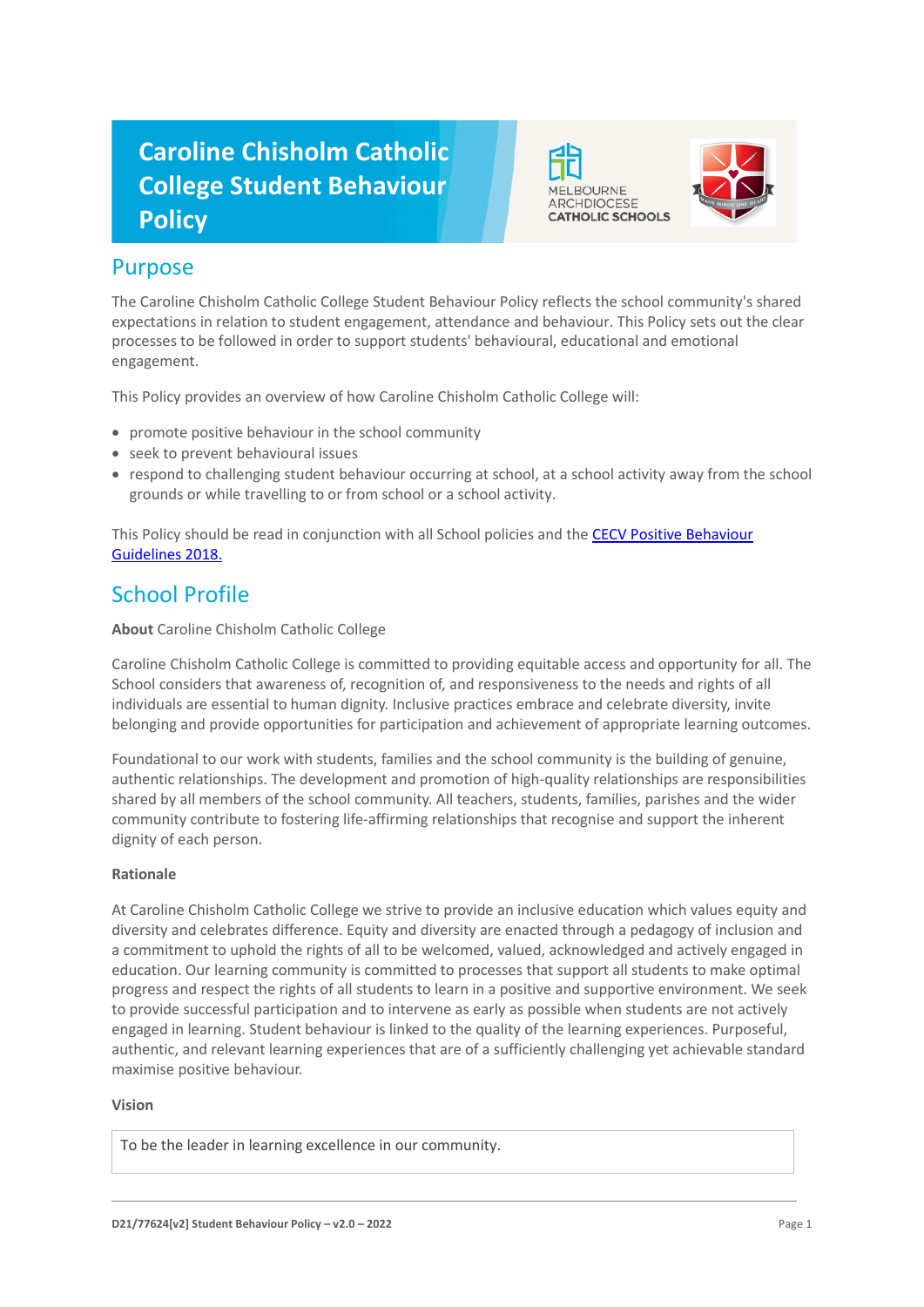# Caroline Chisholm Catholic College Student Behaviour Policy

## Purpose

The Caroline Chisholm Catholic College Student Behaviour Policy reflects the school community's shared expectations in relation to student engagement, attendance and behaviour. This Policy sets out the clear processes to be followed in order to support students' behavioural, educational and emotional engagement.

This Policy provides an overview of how Caroline Chisholm Catholic College will:

- promote positive behaviour in the school community
- seek to prevent behavioural issues
- respond to challenging student behaviour occurring at school, at a school activity away from the school grounds or while travelling to or from school or a school activity.

This Policy should be read in conjunction with all School policies and the [CECV Positive Behaviour Guidelines 2018.](#)

## School Profile

**About** Caroline Chisholm Catholic College

Caroline Chisholm Catholic College is committed to providing equitable access and opportunity for all. The School considers that awareness of, recognition of, and responsiveness to the needs and rights of all individuals are essential to human dignity. Inclusive practices embrace and celebrate diversity, invite belonging and provide opportunities for participation and achievement of appropriate learning outcomes.

Foundational to our work with students, families and the school community is the building of genuine, authentic relationships. The development and promotion of high-quality relationships are responsibilities shared by all members of the school community. All teachers, students, families, parishes and the wider community contribute to fostering life-affirming relationships that recognise and support the inherent dignity of each person.

**Rationale**

At Caroline Chisholm Catholic College we strive to provide an inclusive education which values equity and diversity and celebrates difference. Equity and diversity are enacted through a pedagogy of inclusion and a commitment to uphold the rights of all to be welcomed, valued, acknowledged and actively engaged in education. Our learning community is committed to processes that support all students to make optimal progress and respect the rights of all students to learn in a positive and supportive environment. We seek to provide successful participation and to intervene as early as possible when students are not actively engaged in learning. Student behaviour is linked to the quality of the learning experiences. Purposeful, authentic, and relevant learning experiences that are of a sufficiently challenging yet achievable standard maximise positive behaviour.

**Vision**

| To be the leader in learning excellence in our community. |
|---|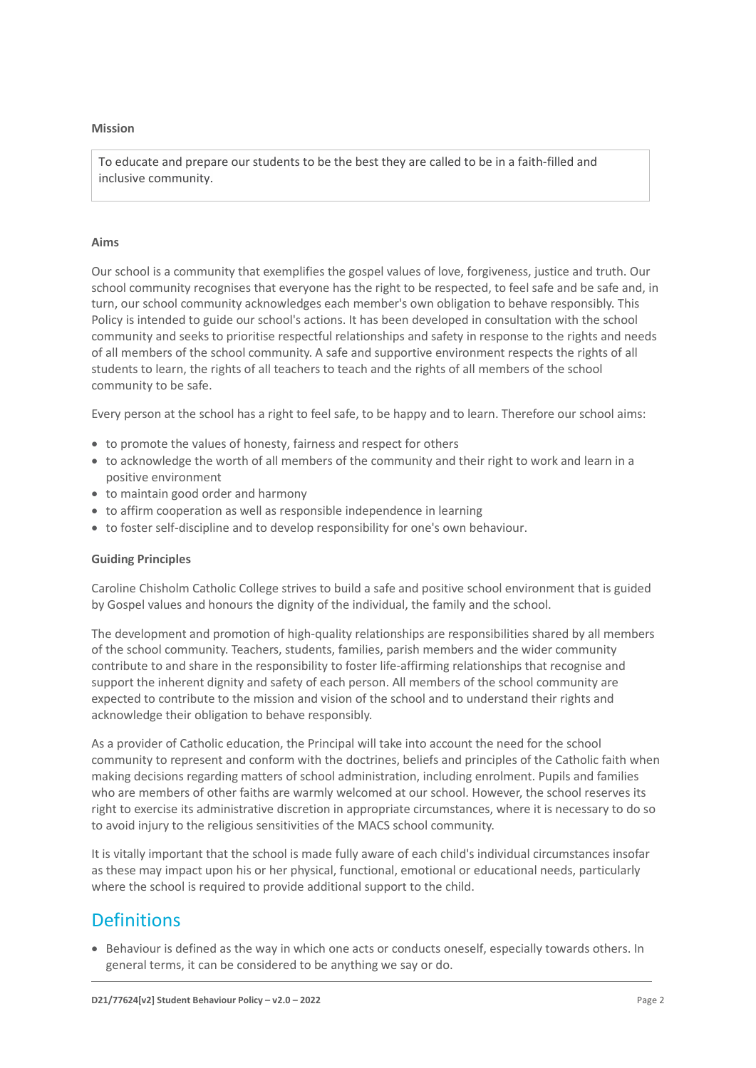**Mission**

> To educate and prepare our students to be the best they are called to be in a faith-filled and inclusive community.

**Aims**

Our school is a community that exemplifies the gospel values of love, forgiveness, justice and truth. Our school community recognises that everyone has the right to be respected, to feel safe and be safe and, in turn, our school community acknowledges each member's own obligation to behave responsibly. This Policy is intended to guide our school's actions. It has been developed in consultation with the school community and seeks to prioritise respectful relationships and safety in response to the rights and needs of all members of the school community. A safe and supportive environment respects the rights of all students to learn, the rights of all teachers to teach and the rights of all members of the school community to be safe.

Every person at the school has a right to feel safe, to be happy and to learn. Therefore our school aims:

- to promote the values of honesty, fairness and respect for others
- to acknowledge the worth of all members of the community and their right to work and learn in a positive environment
- to maintain good order and harmony
- to affirm cooperation as well as responsible independence in learning
- to foster self-discipline and to develop responsibility for one's own behaviour.

**Guiding Principles**

Caroline Chisholm Catholic College strives to build a safe and positive school environment that is guided by Gospel values and honours the dignity of the individual, the family and the school.

The development and promotion of high-quality relationships are responsibilities shared by all members of the school community. Teachers, students, families, parish members and the wider community contribute to and share in the responsibility to foster life-affirming relationships that recognise and support the inherent dignity and safety of each person. All members of the school community are expected to contribute to the mission and vision of the school and to understand their rights and acknowledge their obligation to behave responsibly.

As a provider of Catholic education, the Principal will take into account the need for the school community to represent and conform with the doctrines, beliefs and principles of the Catholic faith when making decisions regarding matters of school administration, including enrolment. Pupils and families who are members of other faiths are warmly welcomed at our school. However, the school reserves its right to exercise its administrative discretion in appropriate circumstances, where it is necessary to do so to avoid injury to the religious sensitivities of the MACS school community.

It is vitally important that the school is made fully aware of each child's individual circumstances insofar as these may impact upon his or her physical, functional, emotional or educational needs, particularly where the school is required to provide additional support to the child.

## Definitions

- Behaviour is defined as the way in which one acts or conducts oneself, especially towards others. In general terms, it can be considered to be anything we say or do.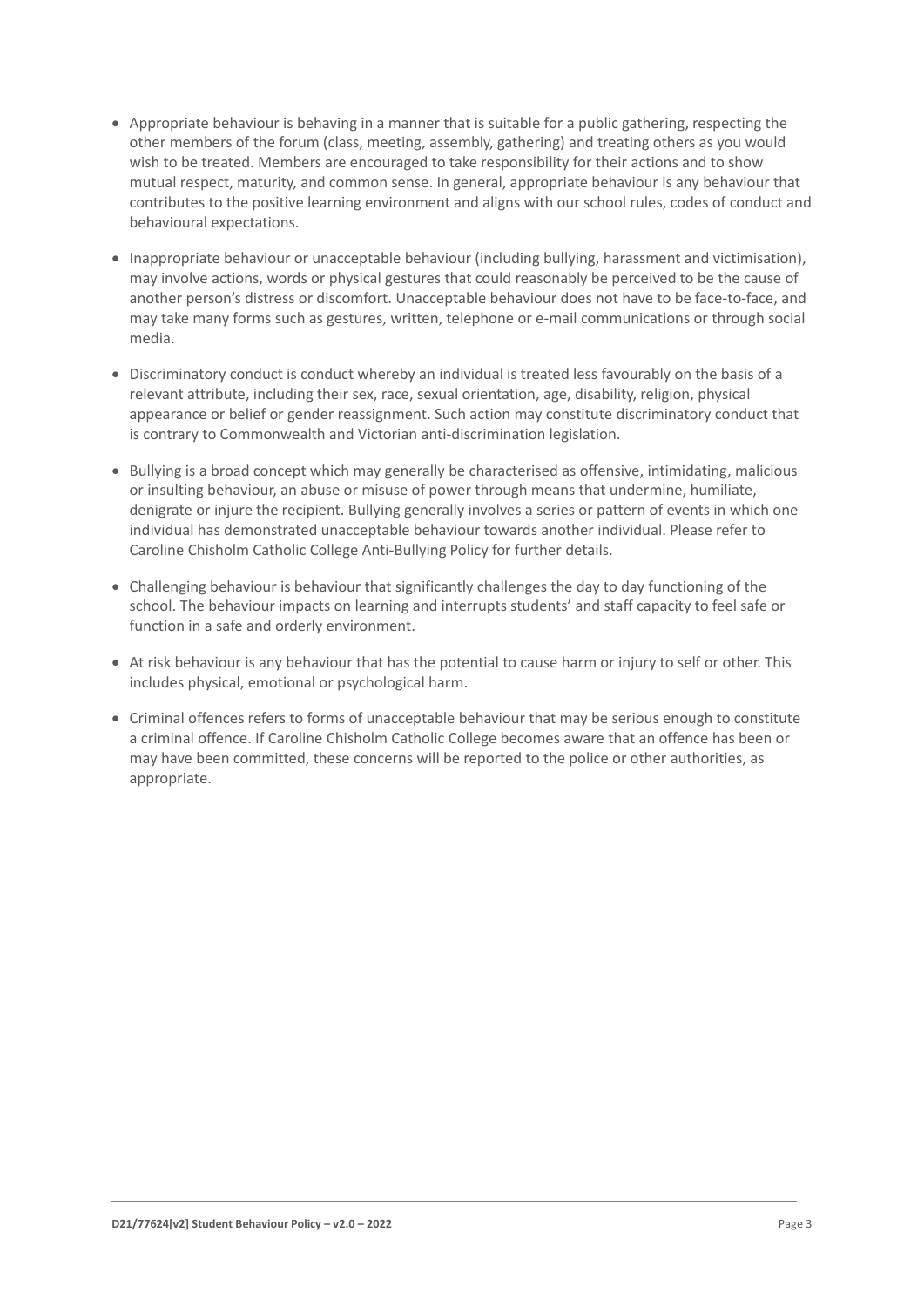- Appropriate behaviour is behaving in a manner that is suitable for a public gathering, respecting the other members of the forum (class, meeting, assembly, gathering) and treating others as you would wish to be treated. Members are encouraged to take responsibility for their actions and to show mutual respect, maturity, and common sense. In general, appropriate behaviour is any behaviour that contributes to the positive learning environment and aligns with our school rules, codes of conduct and behavioural expectations.

- Inappropriate behaviour or unacceptable behaviour (including bullying, harassment and victimisation), may involve actions, words or physical gestures that could reasonably be perceived to be the cause of another person's distress or discomfort. Unacceptable behaviour does not have to be face-to-face, and may take many forms such as gestures, written, telephone or e-mail communications or through social media.

- Discriminatory conduct is conduct whereby an individual is treated less favourably on the basis of a relevant attribute, including their sex, race, sexual orientation, age, disability, religion, physical appearance or belief or gender reassignment. Such action may constitute discriminatory conduct that is contrary to Commonwealth and Victorian anti-discrimination legislation.

- Bullying is a broad concept which may generally be characterised as offensive, intimidating, malicious or insulting behaviour, an abuse or misuse of power through means that undermine, humiliate, denigrate or injure the recipient. Bullying generally involves a series or pattern of events in which one individual has demonstrated unacceptable behaviour towards another individual. Please refer to Caroline Chisholm Catholic College Anti-Bullying Policy for further details.

- Challenging behaviour is behaviour that significantly challenges the day to day functioning of the school. The behaviour impacts on learning and interrupts students' and staff capacity to feel safe or function in a safe and orderly environment.

- At risk behaviour is any behaviour that has the potential to cause harm or injury to self or other. This includes physical, emotional or psychological harm.

- Criminal offences refers to forms of unacceptable behaviour that may be serious enough to constitute a criminal offence. If Caroline Chisholm Catholic College becomes aware that an offence has been or may have been committed, these concerns will be reported to the police or other authorities, as appropriate.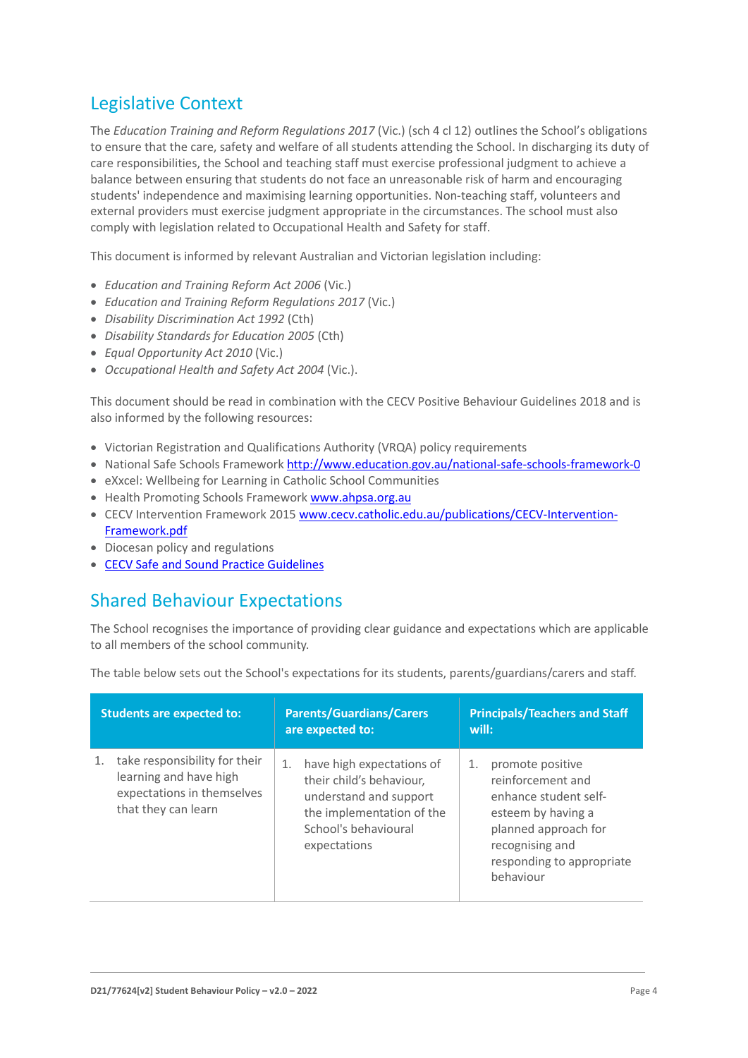## Legislative Context

The *Education Training and Reform Regulations 2017* (Vic.) (sch 4 cl 12) outlines the School's obligations to ensure that the care, safety and welfare of all students attending the School. In discharging its duty of care responsibilities, the School and teaching staff must exercise professional judgment to achieve a balance between ensuring that students do not face an unreasonable risk of harm and encouraging students' independence and maximising learning opportunities. Non-teaching staff, volunteers and external providers must exercise judgment appropriate in the circumstances. The school must also comply with legislation related to Occupational Health and Safety for staff.

This document is informed by relevant Australian and Victorian legislation including:

- *Education and Training Reform Act 2006* (Vic.)
- *Education and Training Reform Regulations 2017* (Vic.)
- *Disability Discrimination Act 1992* (Cth)
- *Disability Standards for Education 2005* (Cth)
- *Equal Opportunity Act 2010* (Vic.)
- *Occupational Health and Safety Act 2004* (Vic.).

This document should be read in combination with the CECV Positive Behaviour Guidelines 2018 and is also informed by the following resources:

- Victorian Registration and Qualifications Authority (VRQA) policy requirements
- National Safe Schools Framework http://www.education.gov.au/national-safe-schools-framework-0
- eXxcel: Wellbeing for Learning in Catholic School Communities
- Health Promoting Schools Framework www.ahpsa.org.au
- CECV Intervention Framework 2015 www.cecv.catholic.edu.au/publications/CECV-Intervention-Framework.pdf
- Diocesan policy and regulations
- CECV Safe and Sound Practice Guidelines

## Shared Behaviour Expectations

The School recognises the importance of providing clear guidance and expectations which are applicable to all members of the school community.

The table below sets out the School's expectations for its students, parents/guardians/carers and staff.

| Students are expected to: | Parents/Guardians/Carers are expected to: | Principals/Teachers and Staff will: |
|---|---|---|
| 1. take responsibility for their learning and have high expectations in themselves that they can learn | 1. have high expectations of their child's behaviour, understand and support the implementation of the School's behavioural expectations | 1. promote positive reinforcement and enhance student self-esteem by having a planned approach for recognising and responding to appropriate behaviour |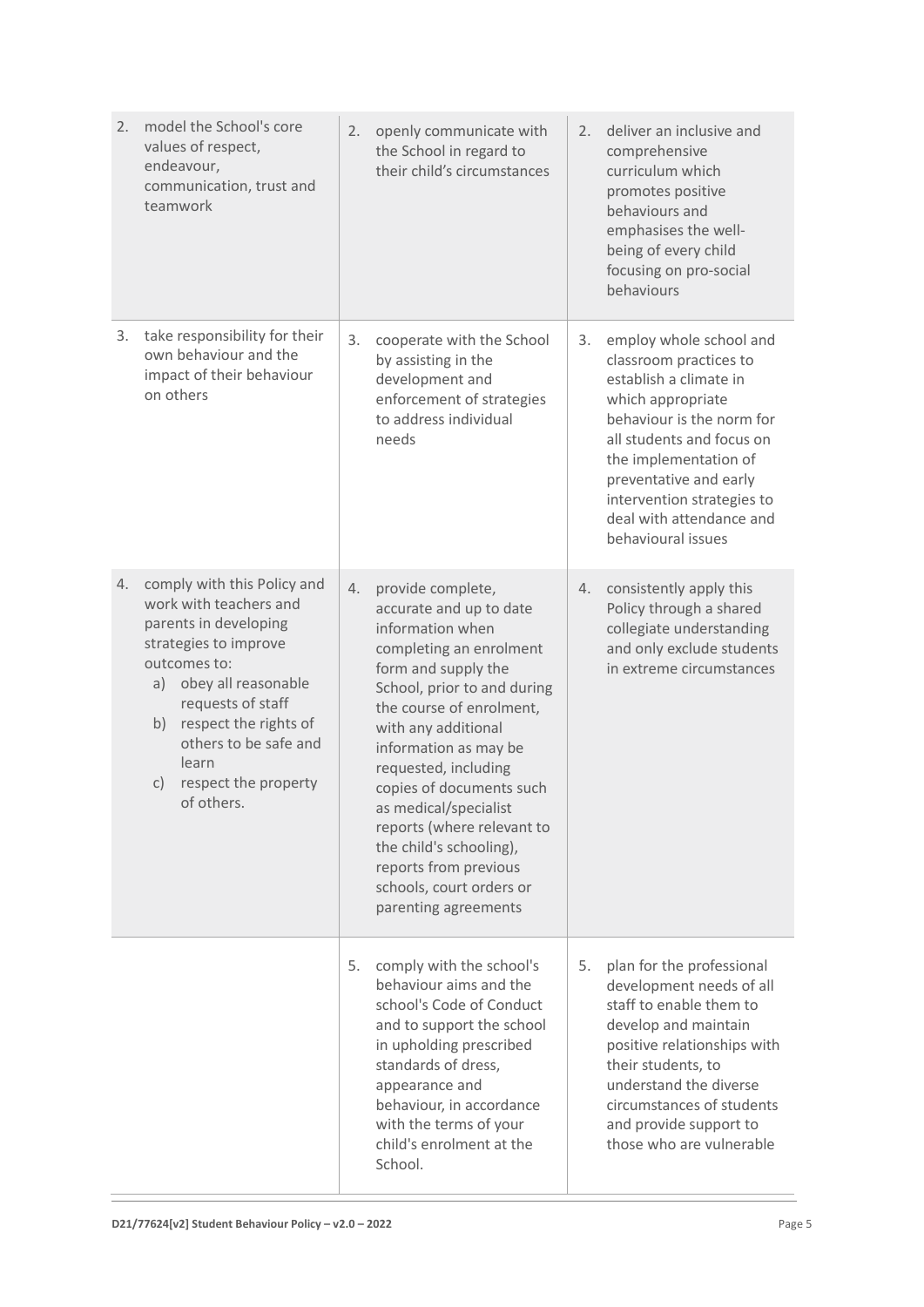| | | |
|---|---|---|
| 2. model the School's core values of respect, endeavour, communication, trust and teamwork | 2. openly communicate with the School in regard to their child's circumstances | 2. deliver an inclusive and comprehensive curriculum which promotes positive behaviours and emphasises the well-being of every child focusing on pro-social behaviours |
| 3. take responsibility for their own behaviour and the impact of their behaviour on others | 3. cooperate with the School by assisting in the development and enforcement of strategies to address individual needs | 3. employ whole school and classroom practices to establish a climate in which appropriate behaviour is the norm for all students and focus on the implementation of preventative and early intervention strategies to deal with attendance and behavioural issues |
| 4. comply with this Policy and work with teachers and parents in developing strategies to improve outcomes to:<br>a) obey all reasonable requests of staff<br>b) respect the rights of others to be safe and learn<br>c) respect the property of others. | 4. provide complete, accurate and up to date information when completing an enrolment form and supply the School, prior to and during the course of enrolment, with any additional information as may be requested, including copies of documents such as medical/specialist reports (where relevant to the child's schooling), reports from previous schools, court orders or parenting agreements | 4. consistently apply this Policy through a shared collegiate understanding and only exclude students in extreme circumstances |
| | 5. comply with the school's behaviour aims and the school's Code of Conduct and to support the school in upholding prescribed standards of dress, appearance and behaviour, in accordance with the terms of your child's enrolment at the School. | 5. plan for the professional development needs of all staff to enable them to develop and maintain positive relationships with their students, to understand the diverse circumstances of students and provide support to those who are vulnerable |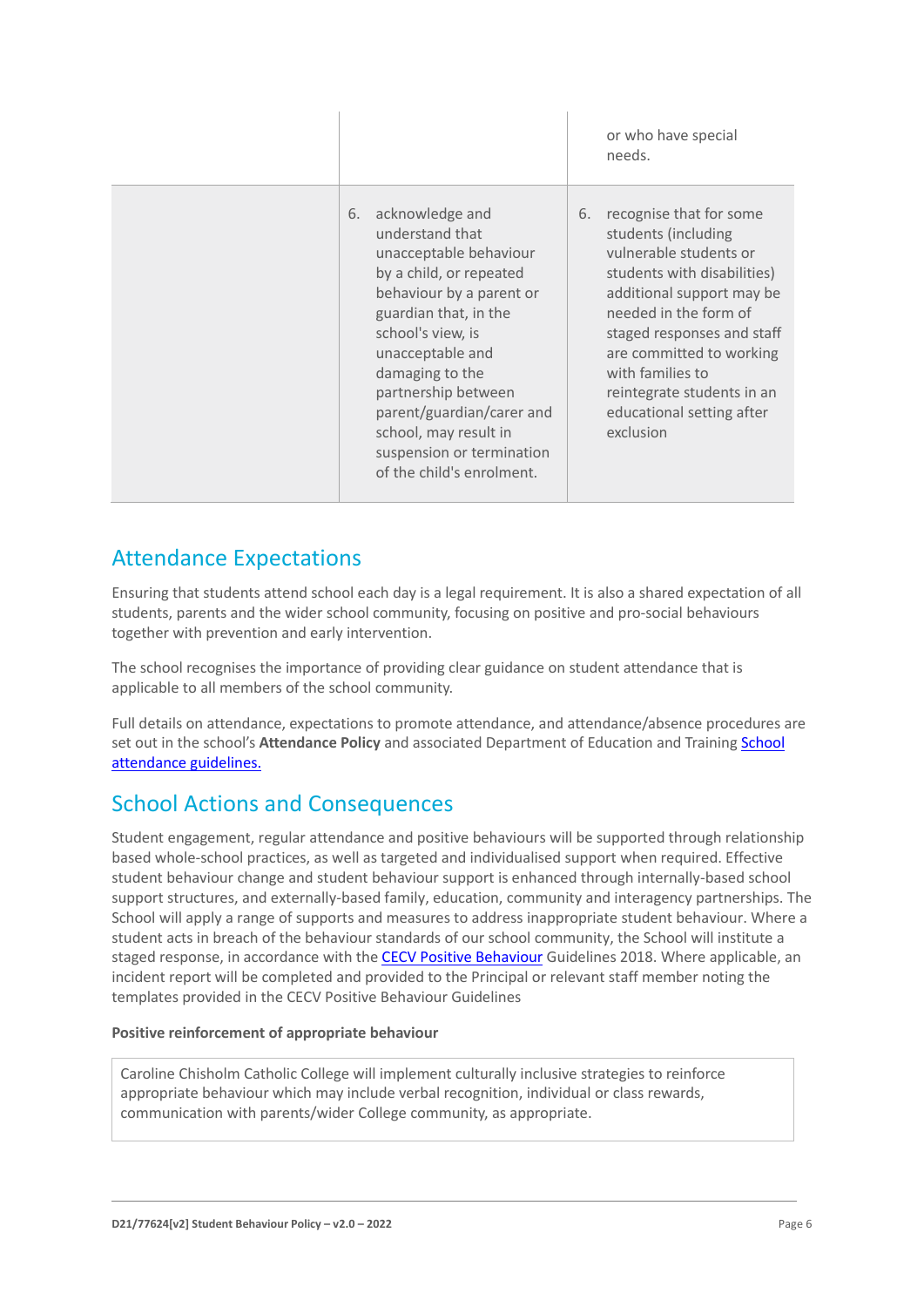| | | |
|---|---|---|
| | | or who have special needs. |
| | 6. acknowledge and understand that unacceptable behaviour by a child, or repeated behaviour by a parent or guardian that, in the school's view, is unacceptable and damaging to the partnership between parent/guardian/carer and school, may result in suspension or termination of the child's enrolment. | 6. recognise that for some students (including vulnerable students or students with disabilities) additional support may be needed in the form of staged responses and staff are committed to working with families to reintegrate students in an educational setting after exclusion |

## Attendance Expectations

Ensuring that students attend school each day is a legal requirement. It is also a shared expectation of all students, parents and the wider school community, focusing on positive and pro-social behaviours together with prevention and early intervention.

The school recognises the importance of providing clear guidance on student attendance that is applicable to all members of the school community.

Full details on attendance, expectations to promote attendance, and attendance/absence procedures are set out in the school's **Attendance Policy** and associated Department of Education and Training School attendance guidelines.

## School Actions and Consequences

Student engagement, regular attendance and positive behaviours will be supported through relationship based whole-school practices, as well as targeted and individualised support when required. Effective student behaviour change and student behaviour support is enhanced through internally-based school support structures, and externally-based family, education, community and interagency partnerships. The School will apply a range of supports and measures to address inappropriate student behaviour. Where a student acts in breach of the behaviour standards of our school community, the School will institute a staged response, in accordance with the CECV Positive Behaviour Guidelines 2018. Where applicable, an incident report will be completed and provided to the Principal or relevant staff member noting the templates provided in the CECV Positive Behaviour Guidelines

**Positive reinforcement of appropriate behaviour**

Caroline Chisholm Catholic College will implement culturally inclusive strategies to reinforce appropriate behaviour which may include verbal recognition, individual or class rewards, communication with parents/wider College community, as appropriate.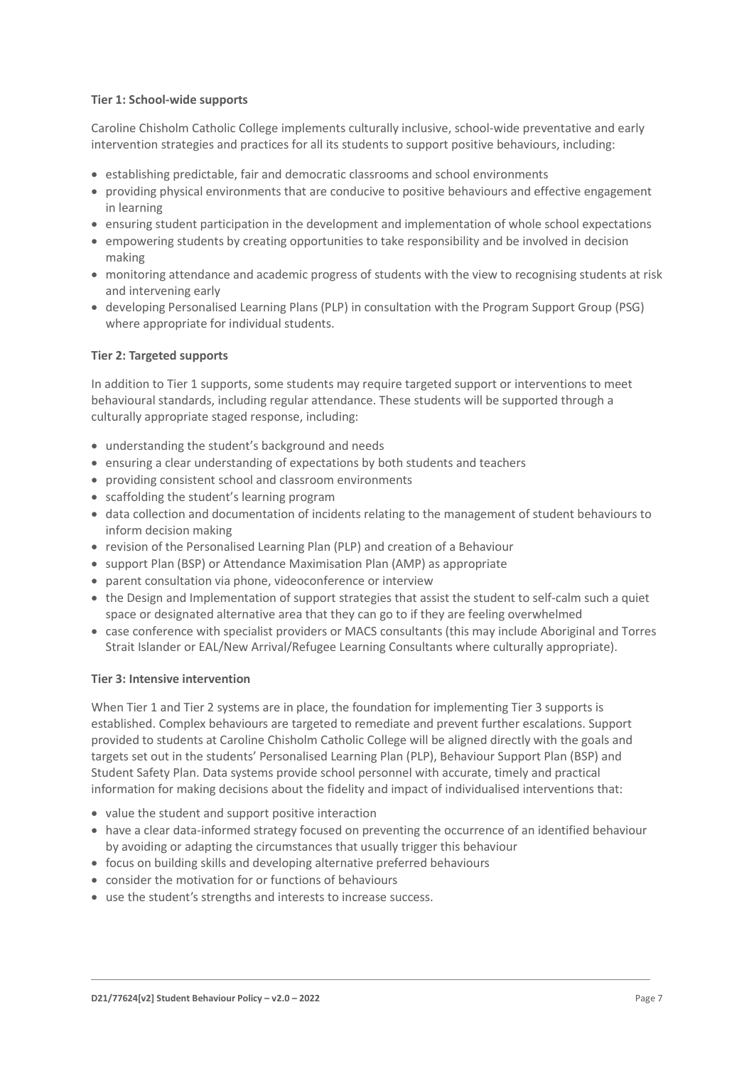**Tier 1: School-wide supports**

Caroline Chisholm Catholic College implements culturally inclusive, school-wide preventative and early intervention strategies and practices for all its students to support positive behaviours, including:

- establishing predictable, fair and democratic classrooms and school environments
- providing physical environments that are conducive to positive behaviours and effective engagement in learning
- ensuring student participation in the development and implementation of whole school expectations
- empowering students by creating opportunities to take responsibility and be involved in decision making
- monitoring attendance and academic progress of students with the view to recognising students at risk and intervening early
- developing Personalised Learning Plans (PLP) in consultation with the Program Support Group (PSG) where appropriate for individual students.

**Tier 2: Targeted supports**

In addition to Tier 1 supports, some students may require targeted support or interventions to meet behavioural standards, including regular attendance. These students will be supported through a culturally appropriate staged response, including:

- understanding the student's background and needs
- ensuring a clear understanding of expectations by both students and teachers
- providing consistent school and classroom environments
- scaffolding the student's learning program
- data collection and documentation of incidents relating to the management of student behaviours to inform decision making
- revision of the Personalised Learning Plan (PLP) and creation of a Behaviour
- support Plan (BSP) or Attendance Maximisation Plan (AMP) as appropriate
- parent consultation via phone, videoconference or interview
- the Design and Implementation of support strategies that assist the student to self-calm such a quiet space or designated alternative area that they can go to if they are feeling overwhelmed
- case conference with specialist providers or MACS consultants (this may include Aboriginal and Torres Strait Islander or EAL/New Arrival/Refugee Learning Consultants where culturally appropriate).

**Tier 3: Intensive intervention**

When Tier 1 and Tier 2 systems are in place, the foundation for implementing Tier 3 supports is established. Complex behaviours are targeted to remediate and prevent further escalations. Support provided to students at Caroline Chisholm Catholic College will be aligned directly with the goals and targets set out in the students' Personalised Learning Plan (PLP), Behaviour Support Plan (BSP) and Student Safety Plan. Data systems provide school personnel with accurate, timely and practical information for making decisions about the fidelity and impact of individualised interventions that:

- value the student and support positive interaction
- have a clear data-informed strategy focused on preventing the occurrence of an identified behaviour by avoiding or adapting the circumstances that usually trigger this behaviour
- focus on building skills and developing alternative preferred behaviours
- consider the motivation for or functions of behaviours
- use the student's strengths and interests to increase success.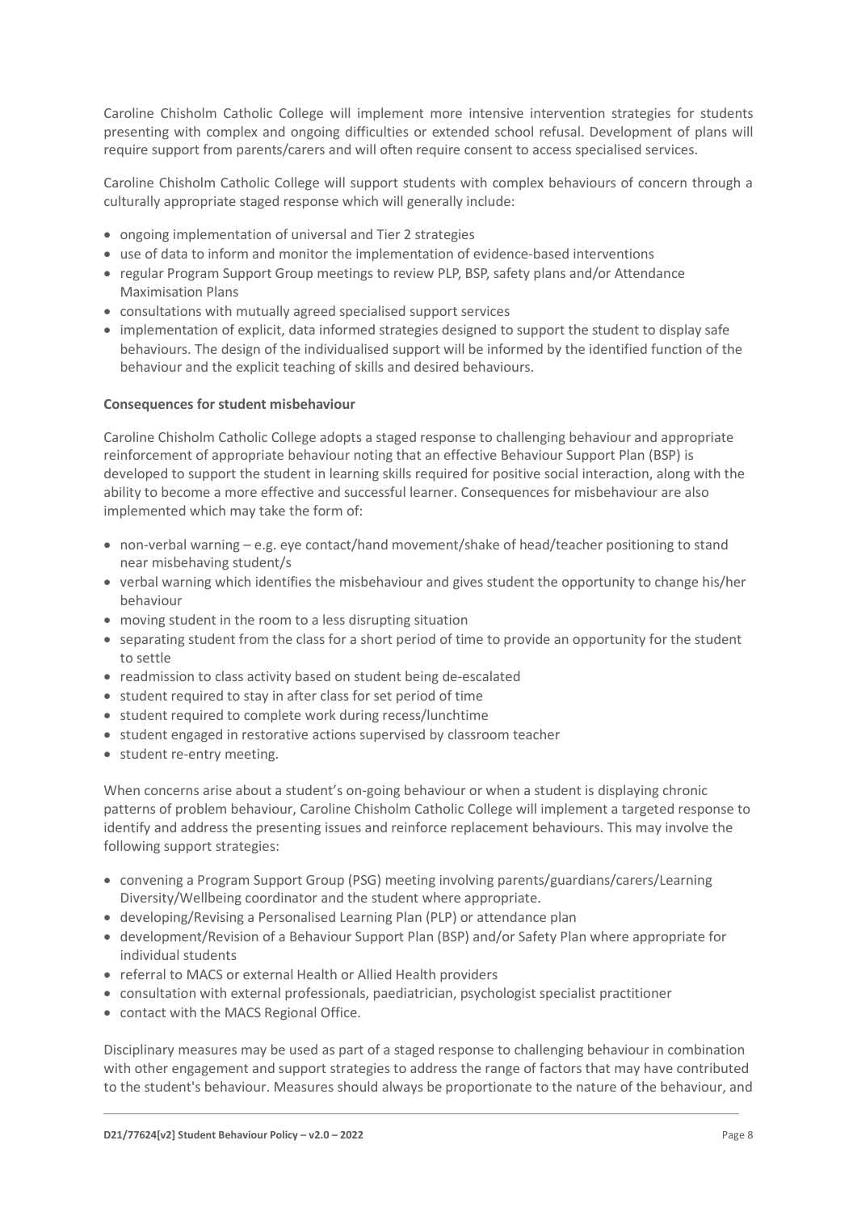Caroline Chisholm Catholic College will implement more intensive intervention strategies for students presenting with complex and ongoing difficulties or extended school refusal. Development of plans will require support from parents/carers and will often require consent to access specialised services.

Caroline Chisholm Catholic College will support students with complex behaviours of concern through a culturally appropriate staged response which will generally include:

- ongoing implementation of universal and Tier 2 strategies
- use of data to inform and monitor the implementation of evidence-based interventions
- regular Program Support Group meetings to review PLP, BSP, safety plans and/or Attendance Maximisation Plans
- consultations with mutually agreed specialised support services
- implementation of explicit, data informed strategies designed to support the student to display safe behaviours. The design of the individualised support will be informed by the identified function of the behaviour and the explicit teaching of skills and desired behaviours.

**Consequences for student misbehaviour**

Caroline Chisholm Catholic College adopts a staged response to challenging behaviour and appropriate reinforcement of appropriate behaviour noting that an effective Behaviour Support Plan (BSP) is developed to support the student in learning skills required for positive social interaction, along with the ability to become a more effective and successful learner. Consequences for misbehaviour are also implemented which may take the form of:

- non-verbal warning – e.g. eye contact/hand movement/shake of head/teacher positioning to stand near misbehaving student/s
- verbal warning which identifies the misbehaviour and gives student the opportunity to change his/her behaviour
- moving student in the room to a less disrupting situation
- separating student from the class for a short period of time to provide an opportunity for the student to settle
- readmission to class activity based on student being de-escalated
- student required to stay in after class for set period of time
- student required to complete work during recess/lunchtime
- student engaged in restorative actions supervised by classroom teacher
- student re-entry meeting.

When concerns arise about a student's on-going behaviour or when a student is displaying chronic patterns of problem behaviour, Caroline Chisholm Catholic College will implement a targeted response to identify and address the presenting issues and reinforce replacement behaviours. This may involve the following support strategies:

- convening a Program Support Group (PSG) meeting involving parents/guardians/carers/Learning Diversity/Wellbeing coordinator and the student where appropriate.
- developing/Revising a Personalised Learning Plan (PLP) or attendance plan
- development/Revision of a Behaviour Support Plan (BSP) and/or Safety Plan where appropriate for individual students
- referral to MACS or external Health or Allied Health providers
- consultation with external professionals, paediatrician, psychologist specialist practitioner
- contact with the MACS Regional Office.

Disciplinary measures may be used as part of a staged response to challenging behaviour in combination with other engagement and support strategies to address the range of factors that may have contributed to the student's behaviour. Measures should always be proportionate to the nature of the behaviour, and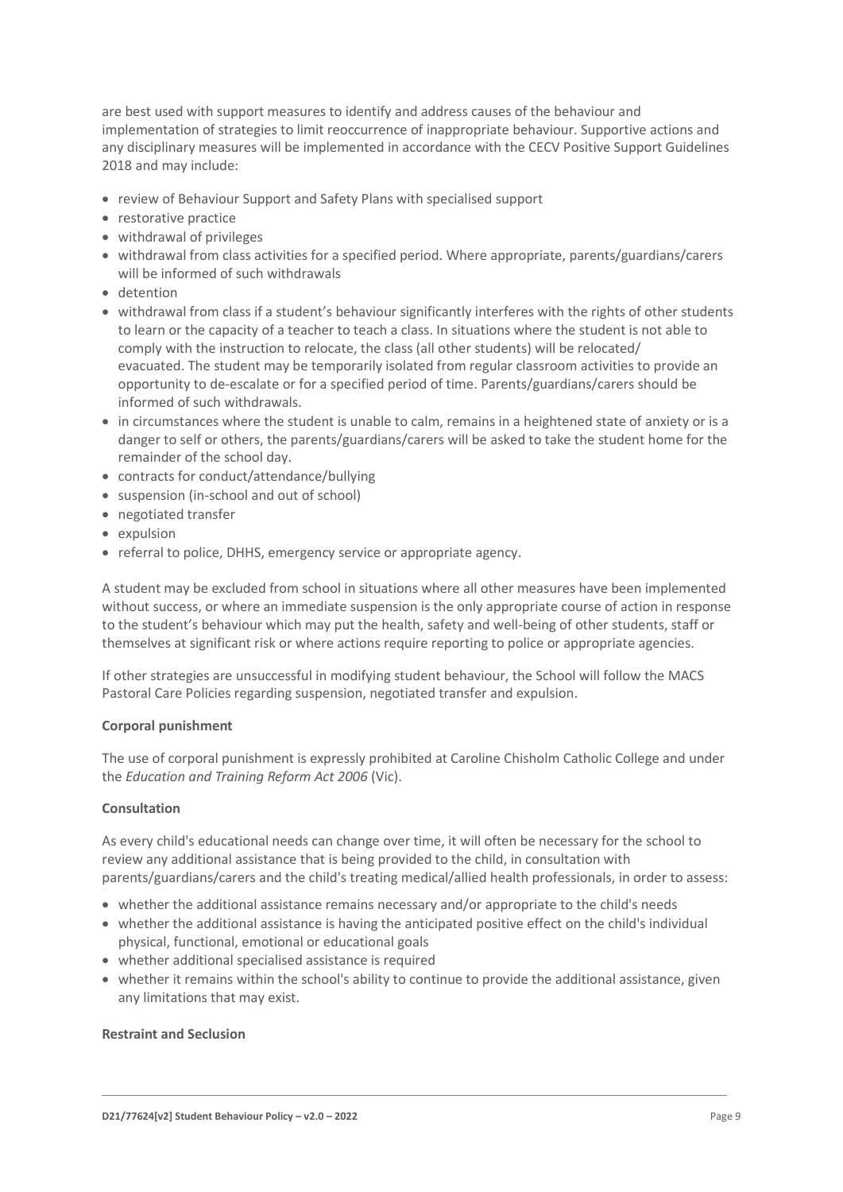are best used with support measures to identify and address causes of the behaviour and implementation of strategies to limit reoccurrence of inappropriate behaviour. Supportive actions and any disciplinary measures will be implemented in accordance with the CECV Positive Support Guidelines 2018 and may include:

- review of Behaviour Support and Safety Plans with specialised support
- restorative practice
- withdrawal of privileges
- withdrawal from class activities for a specified period. Where appropriate, parents/guardians/carers will be informed of such withdrawals
- detention
- withdrawal from class if a student's behaviour significantly interferes with the rights of other students to learn or the capacity of a teacher to teach a class. In situations where the student is not able to comply with the instruction to relocate, the class (all other students) will be relocated/ evacuated. The student may be temporarily isolated from regular classroom activities to provide an opportunity to de-escalate or for a specified period of time. Parents/guardians/carers should be informed of such withdrawals.
- in circumstances where the student is unable to calm, remains in a heightened state of anxiety or is a danger to self or others, the parents/guardians/carers will be asked to take the student home for the remainder of the school day.
- contracts for conduct/attendance/bullying
- suspension (in-school and out of school)
- negotiated transfer
- expulsion
- referral to police, DHHS, emergency service or appropriate agency.

A student may be excluded from school in situations where all other measures have been implemented without success, or where an immediate suspension is the only appropriate course of action in response to the student's behaviour which may put the health, safety and well-being of other students, staff or themselves at significant risk or where actions require reporting to police or appropriate agencies.

If other strategies are unsuccessful in modifying student behaviour, the School will follow the MACS Pastoral Care Policies regarding suspension, negotiated transfer and expulsion.

**Corporal punishment**

The use of corporal punishment is expressly prohibited at Caroline Chisholm Catholic College and under the *Education and Training Reform Act 2006* (Vic).

**Consultation**

As every child's educational needs can change over time, it will often be necessary for the school to review any additional assistance that is being provided to the child, in consultation with parents/guardians/carers and the child's treating medical/allied health professionals, in order to assess:

- whether the additional assistance remains necessary and/or appropriate to the child's needs
- whether the additional assistance is having the anticipated positive effect on the child's individual physical, functional, emotional or educational goals
- whether additional specialised assistance is required
- whether it remains within the school's ability to continue to provide the additional assistance, given any limitations that may exist.

**Restraint and Seclusion**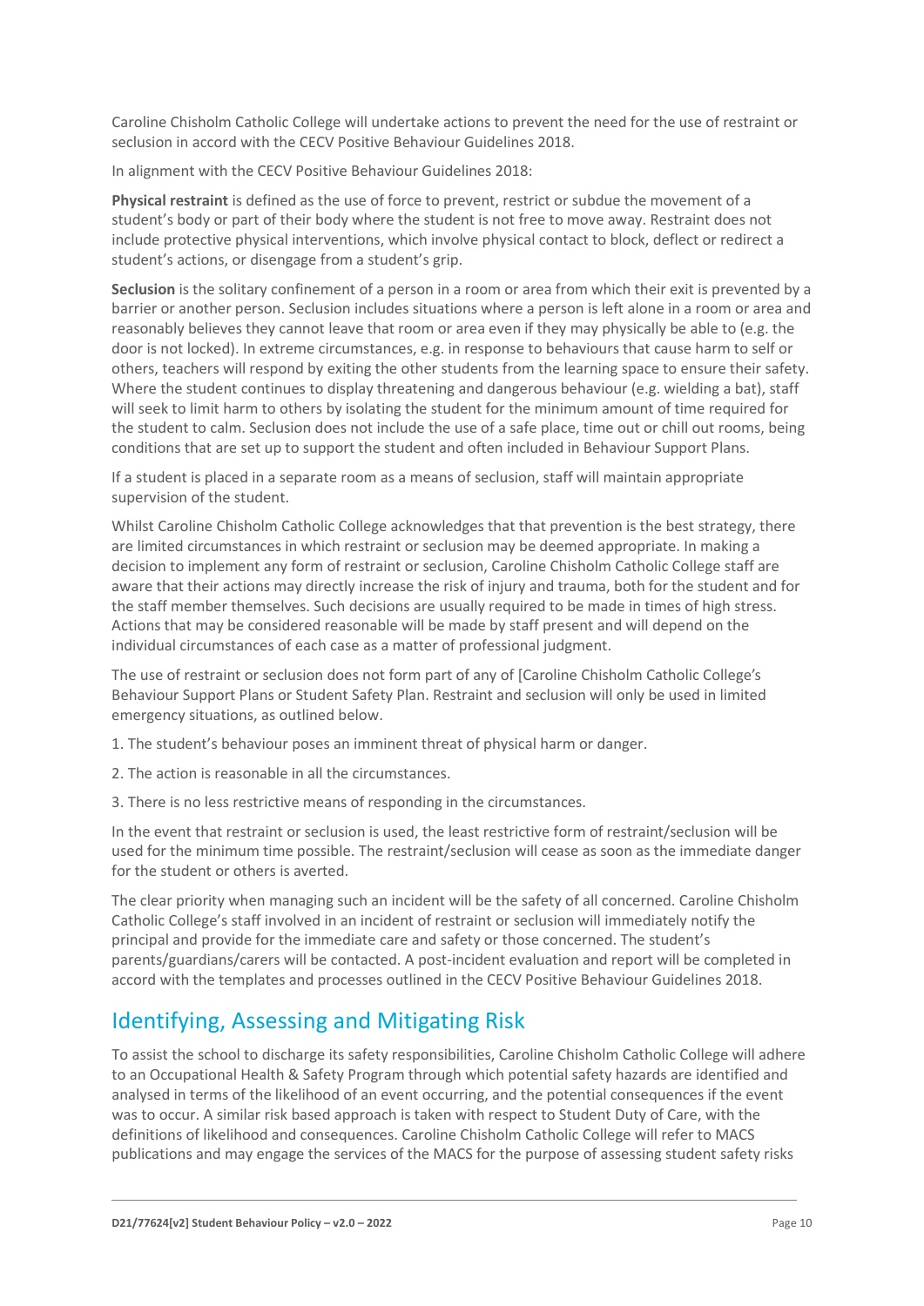Caroline Chisholm Catholic College will undertake actions to prevent the need for the use of restraint or seclusion in accord with the CECV Positive Behaviour Guidelines 2018.

In alignment with the CECV Positive Behaviour Guidelines 2018:

**Physical restraint** is defined as the use of force to prevent, restrict or subdue the movement of a student's body or part of their body where the student is not free to move away. Restraint does not include protective physical interventions, which involve physical contact to block, deflect or redirect a student's actions, or disengage from a student's grip.

**Seclusion** is the solitary confinement of a person in a room or area from which their exit is prevented by a barrier or another person. Seclusion includes situations where a person is left alone in a room or area and reasonably believes they cannot leave that room or area even if they may physically be able to (e.g. the door is not locked). In extreme circumstances, e.g. in response to behaviours that cause harm to self or others, teachers will respond by exiting the other students from the learning space to ensure their safety. Where the student continues to display threatening and dangerous behaviour (e.g. wielding a bat), staff will seek to limit harm to others by isolating the student for the minimum amount of time required for the student to calm. Seclusion does not include the use of a safe place, time out or chill out rooms, being conditions that are set up to support the student and often included in Behaviour Support Plans.

If a student is placed in a separate room as a means of seclusion, staff will maintain appropriate supervision of the student.

Whilst Caroline Chisholm Catholic College acknowledges that that prevention is the best strategy, there are limited circumstances in which restraint or seclusion may be deemed appropriate. In making a decision to implement any form of restraint or seclusion, Caroline Chisholm Catholic College staff are aware that their actions may directly increase the risk of injury and trauma, both for the student and for the staff member themselves. Such decisions are usually required to be made in times of high stress. Actions that may be considered reasonable will be made by staff present and will depend on the individual circumstances of each case as a matter of professional judgment.

The use of restraint or seclusion does not form part of any of [Caroline Chisholm Catholic College's Behaviour Support Plans or Student Safety Plan. Restraint and seclusion will only be used in limited emergency situations, as outlined below.

1. The student's behaviour poses an imminent threat of physical harm or danger.

2. The action is reasonable in all the circumstances.

3. There is no less restrictive means of responding in the circumstances.

In the event that restraint or seclusion is used, the least restrictive form of restraint/seclusion will be used for the minimum time possible. The restraint/seclusion will cease as soon as the immediate danger for the student or others is averted.

The clear priority when managing such an incident will be the safety of all concerned. Caroline Chisholm Catholic College's staff involved in an incident of restraint or seclusion will immediately notify the principal and provide for the immediate care and safety or those concerned. The student's parents/guardians/carers will be contacted. A post-incident evaluation and report will be completed in accord with the templates and processes outlined in the CECV Positive Behaviour Guidelines 2018.

## Identifying, Assessing and Mitigating Risk

To assist the school to discharge its safety responsibilities, Caroline Chisholm Catholic College will adhere to an Occupational Health & Safety Program through which potential safety hazards are identified and analysed in terms of the likelihood of an event occurring, and the potential consequences if the event was to occur. A similar risk based approach is taken with respect to Student Duty of Care, with the definitions of likelihood and consequences. Caroline Chisholm Catholic College will refer to MACS publications and may engage the services of the MACS for the purpose of assessing student safety risks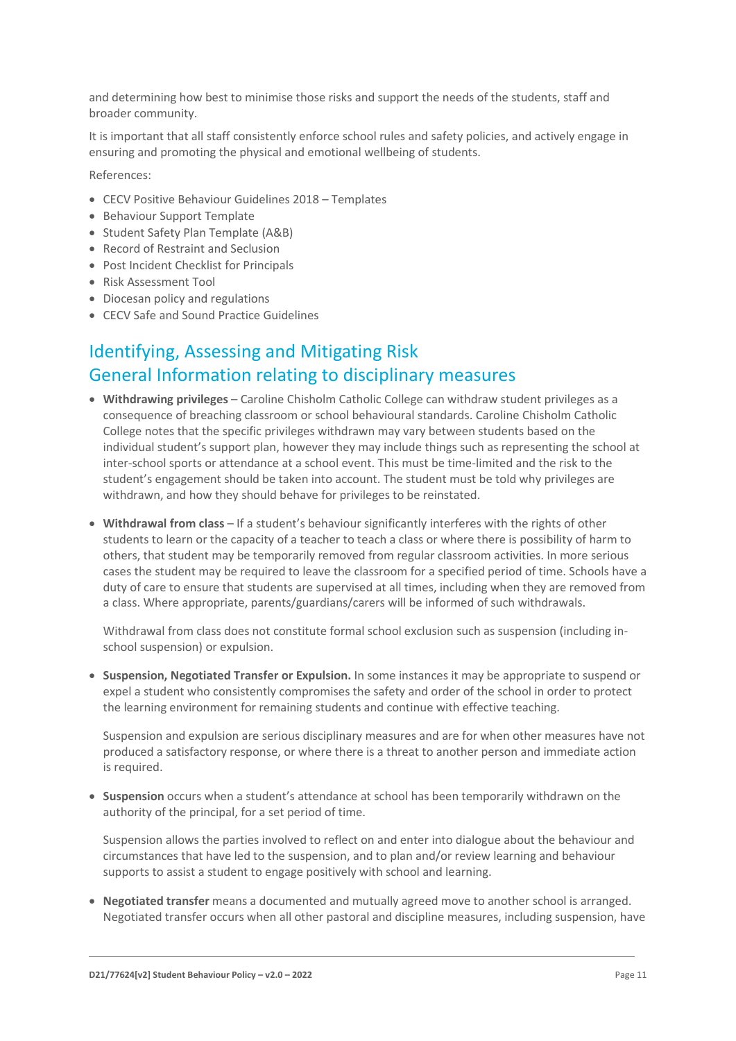and determining how best to minimise those risks and support the needs of the students, staff and broader community.

It is important that all staff consistently enforce school rules and safety policies, and actively engage in ensuring and promoting the physical and emotional wellbeing of students.

References:

- CECV Positive Behaviour Guidelines 2018 – Templates
- Behaviour Support Template
- Student Safety Plan Template (A&B)
- Record of Restraint and Seclusion
- Post Incident Checklist for Principals
- Risk Assessment Tool
- Diocesan policy and regulations
- CECV Safe and Sound Practice Guidelines

## Identifying, Assessing and Mitigating Risk
## General Information relating to disciplinary measures

- **Withdrawing privileges** – Caroline Chisholm Catholic College can withdraw student privileges as a consequence of breaching classroom or school behavioural standards. Caroline Chisholm Catholic College notes that the specific privileges withdrawn may vary between students based on the individual student's support plan, however they may include things such as representing the school at inter-school sports or attendance at a school event. This must be time-limited and the risk to the student's engagement should be taken into account. The student must be told why privileges are withdrawn, and how they should behave for privileges to be reinstated.

- **Withdrawal from class** – If a student's behaviour significantly interferes with the rights of other students to learn or the capacity of a teacher to teach a class or where there is possibility of harm to others, that student may be temporarily removed from regular classroom activities. In more serious cases the student may be required to leave the classroom for a specified period of time. Schools have a duty of care to ensure that students are supervised at all times, including when they are removed from a class. Where appropriate, parents/guardians/carers will be informed of such withdrawals.

  Withdrawal from class does not constitute formal school exclusion such as suspension (including in-school suspension) or expulsion.

- **Suspension, Negotiated Transfer or Expulsion.** In some instances it may be appropriate to suspend or expel a student who consistently compromises the safety and order of the school in order to protect the learning environment for remaining students and continue with effective teaching.

  Suspension and expulsion are serious disciplinary measures and are for when other measures have not produced a satisfactory response, or where there is a threat to another person and immediate action is required.

- **Suspension** occurs when a student's attendance at school has been temporarily withdrawn on the authority of the principal, for a set period of time.

  Suspension allows the parties involved to reflect on and enter into dialogue about the behaviour and circumstances that have led to the suspension, and to plan and/or review learning and behaviour supports to assist a student to engage positively with school and learning.

- **Negotiated transfer** means a documented and mutually agreed move to another school is arranged. Negotiated transfer occurs when all other pastoral and discipline measures, including suspension, have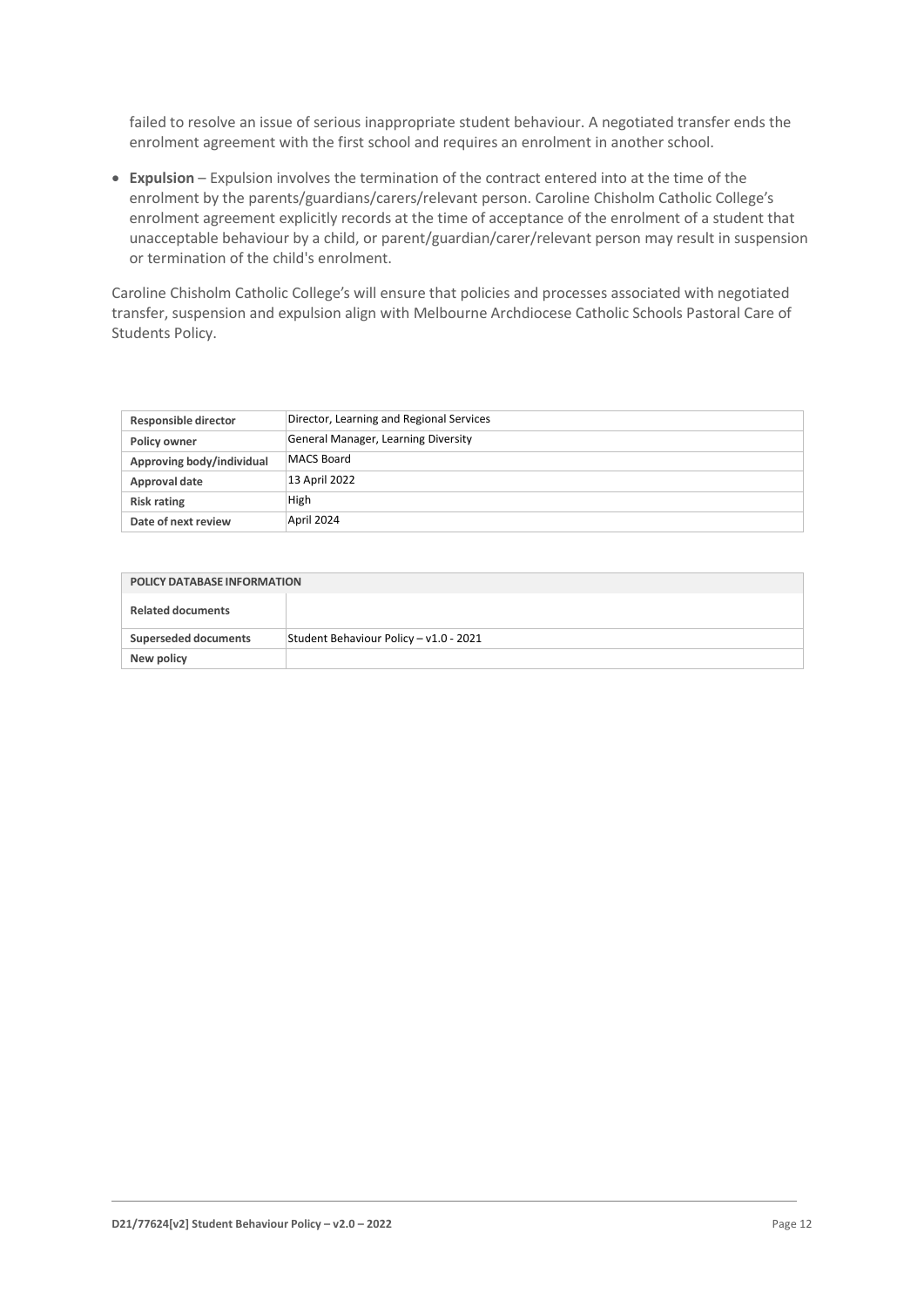failed to resolve an issue of serious inappropriate student behaviour. A negotiated transfer ends the enrolment agreement with the first school and requires an enrolment in another school.

- **Expulsion** – Expulsion involves the termination of the contract entered into at the time of the enrolment by the parents/guardians/carers/relevant person. Caroline Chisholm Catholic College's enrolment agreement explicitly records at the time of acceptance of the enrolment of a student that unacceptable behaviour by a child, or parent/guardian/carer/relevant person may result in suspension or termination of the child's enrolment.

Caroline Chisholm Catholic College's will ensure that policies and processes associated with negotiated transfer, suspension and expulsion align with Melbourne Archdiocese Catholic Schools Pastoral Care of Students Policy.

| | |
|---|---|
| **Responsible director** | Director, Learning and Regional Services |
| **Policy owner** | General Manager, Learning Diversity |
| **Approving body/individual** | MACS Board |
| **Approval date** | 13 April 2022 |
| **Risk rating** | High |
| **Date of next review** | April 2024 |

| **POLICY DATABASE INFORMATION** | |
|---|---|
| **Related documents** | |
| **Superseded documents** | Student Behaviour Policy – v1.0 - 2021 |
| **New policy** | |